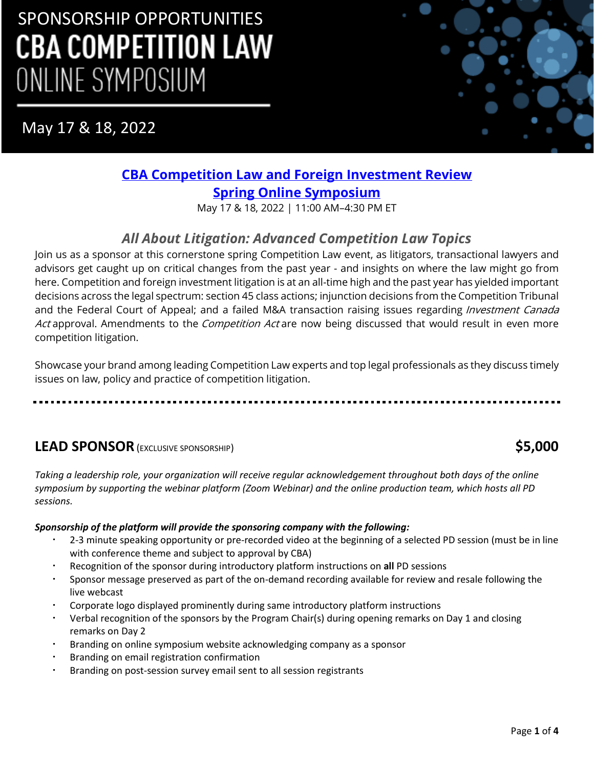SPONSORSHIP OPPORTUNITIES

# CBA COMPETITION LAW ONLINE SYMPOSIUM

May 17 & 18, 2022

## CBA Competition Law and Foreign Investment Review Spring Online Symposium

May 17 & 18, 2022 | 11:00 AM–4:30 PM ET

### *All About Litigation: Advanced Competition Law Topics*

Join us as a sponsor at this cornerstone spring Competition Law event, as litigators, transactional lawyers and advisors get caught up on critical changes from the past year - and insights on where the law might go from here. Competition and foreign investment litigation is at an all-time high and the past year has yielded important decisions across the legal spectrum: section 45 class actions; injunction decisions from the Competition Tribunal and the Federal Court of Appeal; and a failed M&A transaction raising issues regarding *Investment Canada Act* approval. Amendments to the *Competition Act* are now being discussed that would result in even more competition litigation.

Showcase your brand among leading Competition Law experts and top legal professionals as they discuss timely issues on law, policy and practice of competition litigation.

---

## LEAD SPONSOR (EXCLUSIVE SPONSORSHIP) — $5,000

*Taking a leadership role, your organization will receive regular acknowledgement throughout both days of the online symposium by supporting the webinar platform (Zoom Webinar) and the online production team, which hosts all PD sessions.*

***Sponsorship of the platform will provide the sponsoring company with the following:***

- 2-3 minute speaking opportunity or pre-recorded video at the beginning of a selected PD session (must be in line with conference theme and subject to approval by CBA)
- Recognition of the sponsor during introductory platform instructions on **all** PD sessions
- Sponsor message preserved as part of the on-demand recording available for review and resale following the live webcast
- Corporate logo displayed prominently during same introductory platform instructions
- Verbal recognition of the sponsors by the Program Chair(s) during opening remarks on Day 1 and closing remarks on Day 2
- Branding on online symposium website acknowledging company as a sponsor
- Branding on email registration confirmation
- Branding on post-session survey email sent to all session registrants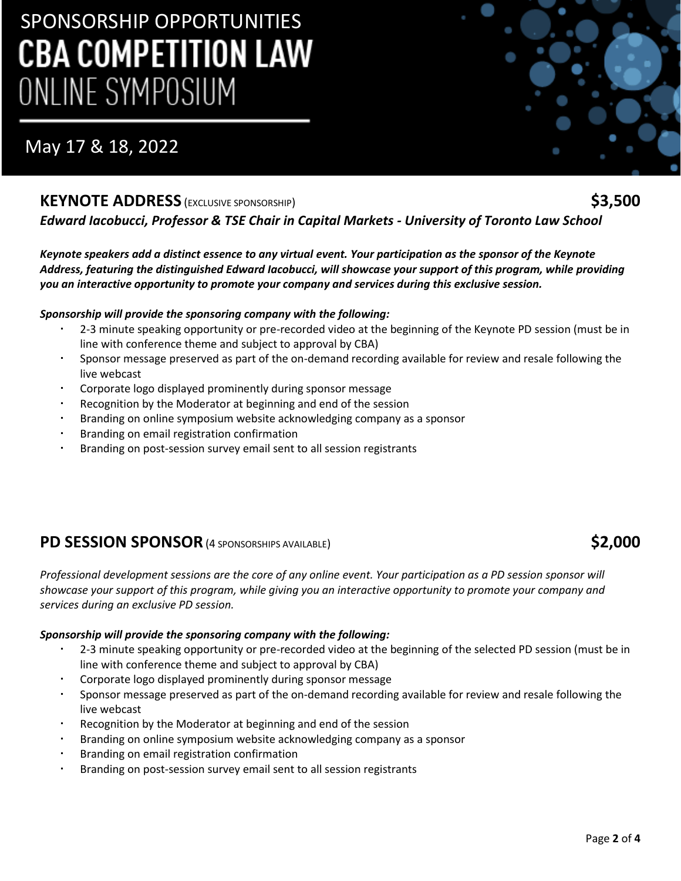SPONSORSHIP OPPORTUNITIES

# CBA COMPETITION LAW ONLINE SYMPOSIUM

May 17 & 18, 2022

## KEYNOTE ADDRESS (EXCLUSIVE SPONSORSHIP) $3,500

***Edward Iacobucci, Professor & TSE Chair in Capital Markets - University of Toronto Law School***

***Keynote speakers add a distinct essence to any virtual event. Your participation as the sponsor of the Keynote Address, featuring the distinguished Edward Iacobucci, will showcase your support of this program, while providing you an interactive opportunity to promote your company and services during this exclusive session.***

***Sponsorship will provide the sponsoring company with the following:***

- 2-3 minute speaking opportunity or pre-recorded video at the beginning of the Keynote PD session (must be in line with conference theme and subject to approval by CBA)
- Sponsor message preserved as part of the on-demand recording available for review and resale following the live webcast
- Corporate logo displayed prominently during sponsor message
- Recognition by the Moderator at beginning and end of the session
- Branding on online symposium website acknowledging company as a sponsor
- Branding on email registration confirmation
- Branding on post-session survey email sent to all session registrants

## PD SESSION SPONSOR (4 SPONSORSHIPS AVAILABLE) $2,000

*Professional development sessions are the core of any online event. Your participation as a PD session sponsor will showcase your support of this program, while giving you an interactive opportunity to promote your company and services during an exclusive PD session.*

***Sponsorship will provide the sponsoring company with the following:***

- 2-3 minute speaking opportunity or pre-recorded video at the beginning of the selected PD session (must be in line with conference theme and subject to approval by CBA)
- Corporate logo displayed prominently during sponsor message
- Sponsor message preserved as part of the on-demand recording available for review and resale following the live webcast
- Recognition by the Moderator at beginning and end of the session
- Branding on online symposium website acknowledging company as a sponsor
- Branding on email registration confirmation
- Branding on post-session survey email sent to all session registrants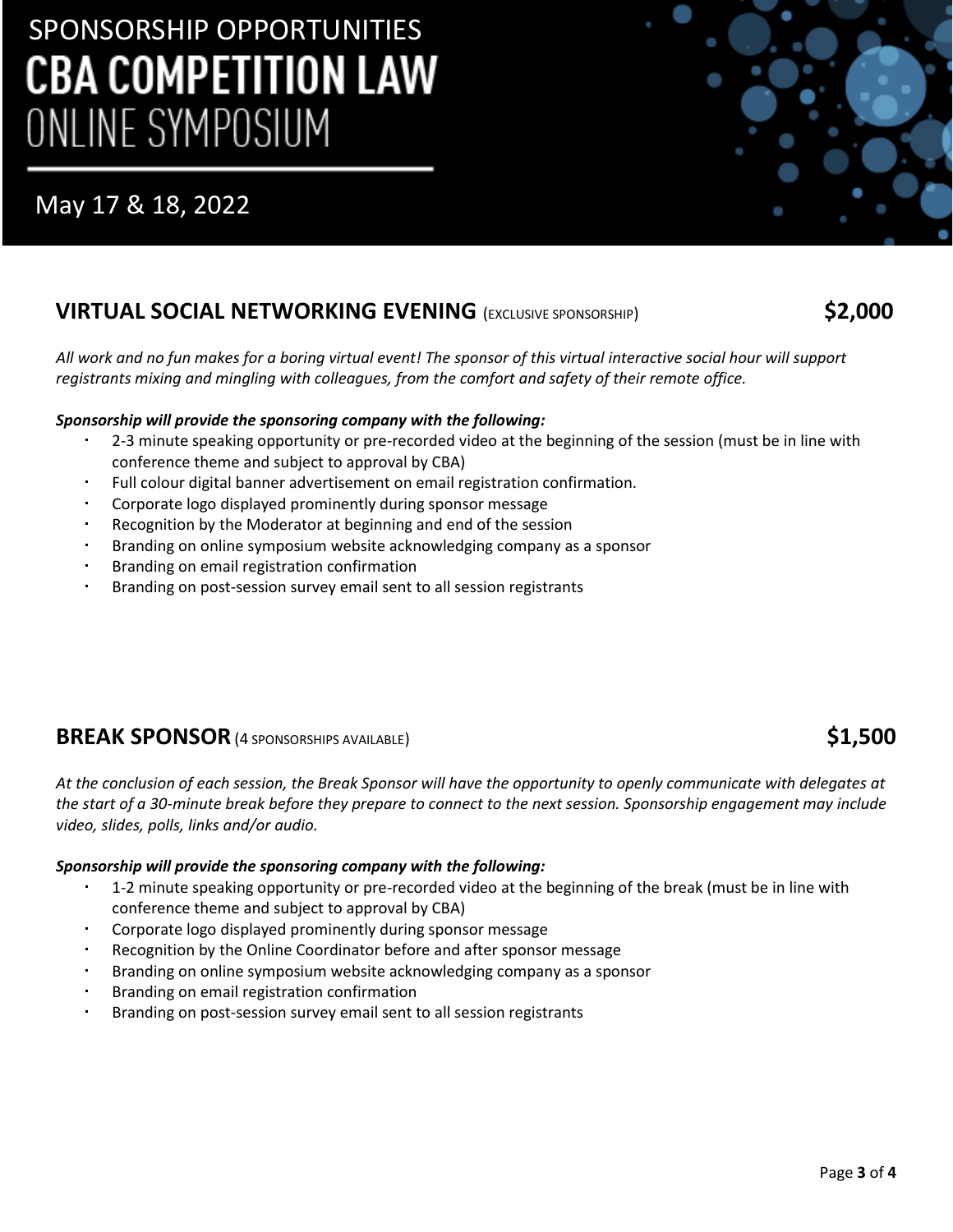SPONSORSHIP OPPORTUNITIES

# CBA COMPETITION LAW ONLINE SYMPOSIUM

May 17 & 18, 2022

## VIRTUAL SOCIAL NETWORKING EVENING (EXCLUSIVE SPONSORSHIP) $2,000

*All work and no fun makes for a boring virtual event! The sponsor of this virtual interactive social hour will support registrants mixing and mingling with colleagues, from the comfort and safety of their remote office.*

***Sponsorship will provide the sponsoring company with the following:***

- 2-3 minute speaking opportunity or pre-recorded video at the beginning of the session (must be in line with conference theme and subject to approval by CBA)
- Full colour digital banner advertisement on email registration confirmation.
- Corporate logo displayed prominently during sponsor message
- Recognition by the Moderator at beginning and end of the session
- Branding on online symposium website acknowledging company as a sponsor
- Branding on email registration confirmation
- Branding on post-session survey email sent to all session registrants

## BREAK SPONSOR (4 SPONSORSHIPS AVAILABLE) $1,500

*At the conclusion of each session, the Break Sponsor will have the opportunity to openly communicate with delegates at the start of a 30-minute break before they prepare to connect to the next session. Sponsorship engagement may include video, slides, polls, links and/or audio.*

***Sponsorship will provide the sponsoring company with the following:***

- 1-2 minute speaking opportunity or pre-recorded video at the beginning of the break (must be in line with conference theme and subject to approval by CBA)
- Corporate logo displayed prominently during sponsor message
- Recognition by the Online Coordinator before and after sponsor message
- Branding on online symposium website acknowledging company as a sponsor
- Branding on email registration confirmation
- Branding on post-session survey email sent to all session registrants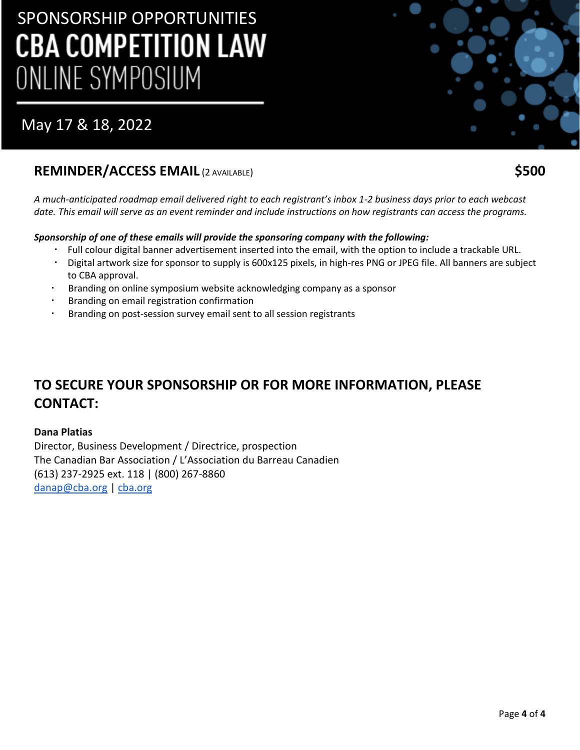# SPONSORSHIP OPPORTUNITIES
# CBA COMPETITION LAW ONLINE SYMPOSIUM

May 17 & 18, 2022

## REMINDER/ACCESS EMAIL (2 AVAILABLE) $500

*A much-anticipated roadmap email delivered right to each registrant's inbox 1-2 business days prior to each webcast date. This email will serve as an event reminder and include instructions on how registrants can access the programs.*

***Sponsorship of one of these emails will provide the sponsoring company with the following:***

- Full colour digital banner advertisement inserted into the email, with the option to include a trackable URL.
- Digital artwork size for sponsor to supply is 600x125 pixels, in high-res PNG or JPEG file. All banners are subject to CBA approval.
- Branding on online symposium website acknowledging company as a sponsor
- Branding on email registration confirmation
- Branding on post-session survey email sent to all session registrants

## TO SECURE YOUR SPONSORSHIP OR FOR MORE INFORMATION, PLEASE CONTACT:

**Dana Platias**
Director, Business Development / Directrice, prospection
The Canadian Bar Association / L'Association du Barreau Canadien
(613) 237-2925 ext. 118 | (800) 267-8860
danap@cba.org | cba.org